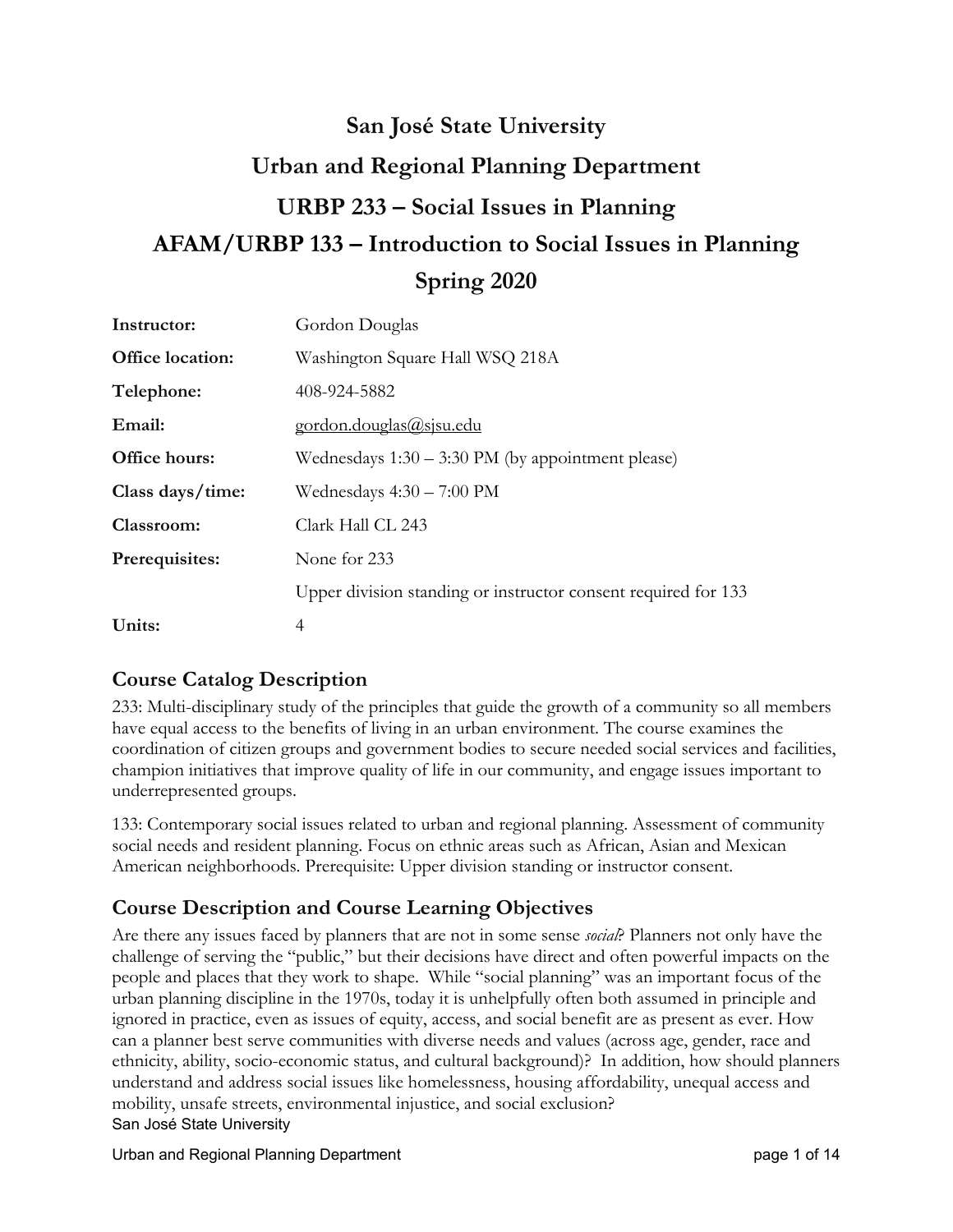# San José State University

# Urban and Regional Planning Department

# URBP 233 – Social Issues in Planning

# AFAM/URBP 133 – Introduction to Social Issues in Planning

# Spring 2020

| | |
|---|---|
| **Instructor:** | Gordon Douglas |
| **Office location:** | Washington Square Hall WSQ 218A |
| **Telephone:** | 408-924-5882 |
| **Email:** | gordon.douglas@sjsu.edu |
| **Office hours:** | Wednesdays 1:30 – 3:30 PM (by appointment please) |
| **Class days/time:** | Wednesdays 4:30 – 7:00 PM |
| **Classroom:** | Clark Hall CL 243 |
| **Prerequisites:** | None for 233 |
| | Upper division standing or instructor consent required for 133 |
| **Units:** | 4 |

## Course Catalog Description

233: Multi-disciplinary study of the principles that guide the growth of a community so all members have equal access to the benefits of living in an urban environment. The course examines the coordination of citizen groups and government bodies to secure needed social services and facilities, champion initiatives that improve quality of life in our community, and engage issues important to underrepresented groups.

133: Contemporary social issues related to urban and regional planning. Assessment of community social needs and resident planning. Focus on ethnic areas such as African, Asian and Mexican American neighborhoods. Prerequisite: Upper division standing or instructor consent.

## Course Description and Course Learning Objectives

Are there any issues faced by planners that are not in some sense *social*? Planners not only have the challenge of serving the "public," but their decisions have direct and often powerful impacts on the people and places that they work to shape. While "social planning" was an important focus of the urban planning discipline in the 1970s, today it is unhelpfully often both assumed in principle and ignored in practice, even as issues of equity, access, and social benefit are as present as ever. How can a planner best serve communities with diverse needs and values (across age, gender, race and ethnicity, ability, socio-economic status, and cultural background)? In addition, how should planners understand and address social issues like homelessness, housing affordability, unequal access and mobility, unsafe streets, environmental injustice, and social exclusion?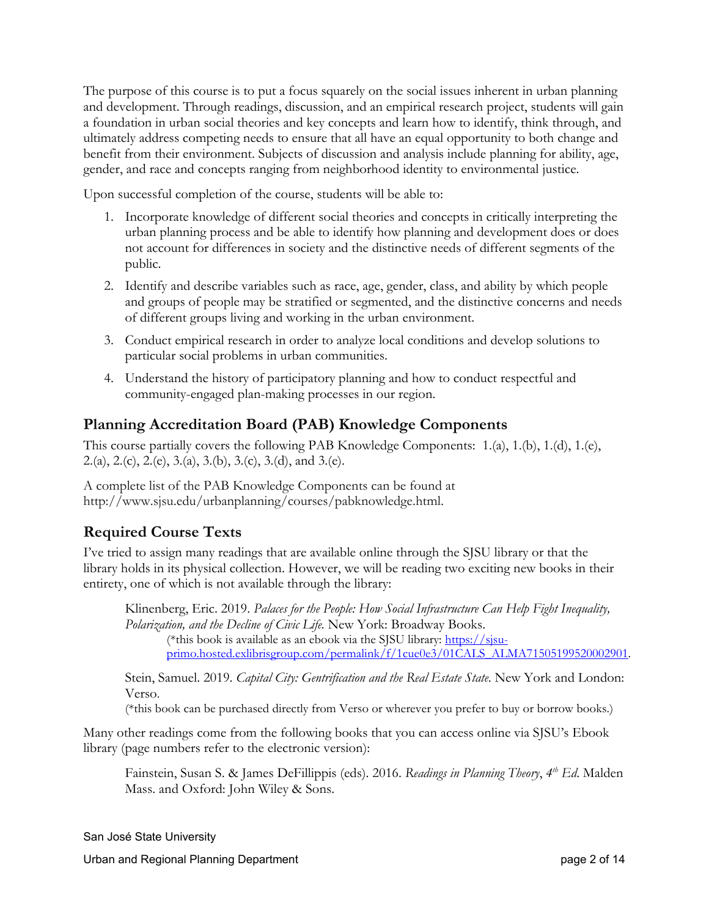The purpose of this course is to put a focus squarely on the social issues inherent in urban planning and development. Through readings, discussion, and an empirical research project, students will gain a foundation in urban social theories and key concepts and learn how to identify, think through, and ultimately address competing needs to ensure that all have an equal opportunity to both change and benefit from their environment. Subjects of discussion and analysis include planning for ability, age, gender, and race and concepts ranging from neighborhood identity to environmental justice.

Upon successful completion of the course, students will be able to:

1. Incorporate knowledge of different social theories and concepts in critically interpreting the urban planning process and be able to identify how planning and development does or does not account for differences in society and the distinctive needs of different segments of the public.
2. Identify and describe variables such as race, age, gender, class, and ability by which people and groups of people may be stratified or segmented, and the distinctive concerns and needs of different groups living and working in the urban environment.
3. Conduct empirical research in order to analyze local conditions and develop solutions to particular social problems in urban communities.
4. Understand the history of participatory planning and how to conduct respectful and community-engaged plan-making processes in our region.

## Planning Accreditation Board (PAB) Knowledge Components

This course partially covers the following PAB Knowledge Components: 1.(a), 1.(b), 1.(d), 1.(e), 2.(a), 2.(c), 2.(e), 3.(a), 3.(b), 3.(c), 3.(d), and 3.(e).

A complete list of the PAB Knowledge Components can be found at http://www.sjsu.edu/urbanplanning/courses/pabknowledge.html.

## Required Course Texts

I've tried to assign many readings that are available online through the SJSU library or that the library holds in its physical collection. However, we will be reading two exciting new books in their entirety, one of which is not available through the library:

> Klinenberg, Eric. 2019. *Palaces for the People: How Social Infrastructure Can Help Fight Inequality, Polarization, and the Decline of Civic Life.* New York: Broadway Books.
>
> (*this book is available as an ebook via the SJSU library: https://sjsu-primo.hosted.exlibrisgroup.com/permalink/f/1cue0e3/01CALS_ALMA71505199520002901.
>
> Stein, Samuel. 2019. *Capital City: Gentrification and the Real Estate State.* New York and London: Verso.
>
> (*this book can be purchased directly from Verso or wherever you prefer to buy or borrow books.)

Many other readings come from the following books that you can access online via SJSU's Ebook library (page numbers refer to the electronic version):

> Fainstein, Susan S. & James DeFillippis (eds). 2016. *Readings in Planning Theory, 4th Ed.* Malden Mass. and Oxford: John Wiley & Sons.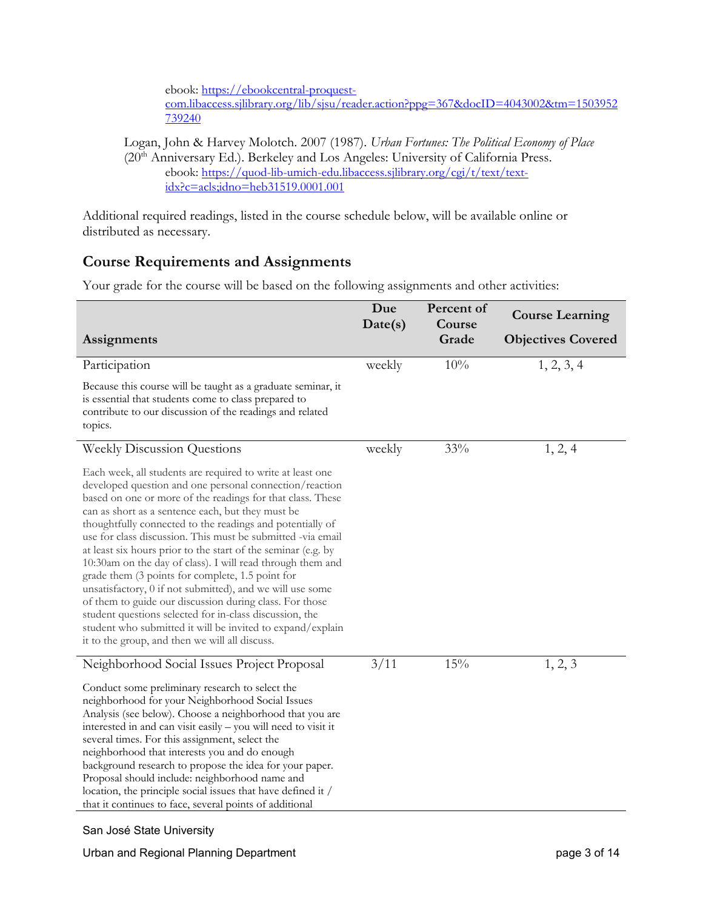ebook: [https://ebookcentral-proquest-com.libaccess.sjlibrary.org/lib/sjsu/reader.action?ppg=367&docID=4043002&tm=1503952739240](https://ebookcentral-proquest-com.libaccess.sjlibrary.org/lib/sjsu/reader.action?ppg=367&docID=4043002&tm=1503952739240)

Logan, John & Harvey Molotch. 2007 (1987). *Urban Fortunes: The Political Economy of Place* (20th Anniversary Ed.). Berkeley and Los Angeles: University of California Press.
ebook: [https://quod-lib-umich-edu.libaccess.sjlibrary.org/cgi/t/text/text-idx?c=acls;idno=heb31519.0001.001](https://quod-lib-umich-edu.libaccess.sjlibrary.org/cgi/t/text/text-idx?c=acls;idno=heb31519.0001.001)

Additional required readings, listed in the course schedule below, will be available online or distributed as necessary.

## Course Requirements and Assignments

Your grade for the course will be based on the following assignments and other activities:

| Assignments | Due Date(s) | Percent of Course Grade | Course Learning Objectives Covered |
|---|---|---|---|
| Participation<br><br>Because this course will be taught as a graduate seminar, it is essential that students come to class prepared to contribute to our discussion of the readings and related topics. | weekly | 10% | 1, 2, 3, 4 |
| Weekly Discussion Questions<br><br>Each week, all students are required to write at least one developed question and one personal connection/reaction based on one or more of the readings for that class. These can as short as a sentence each, but they must be thoughtfully connected to the readings and potentially of use for class discussion. This must be submitted -via email at least six hours prior to the start of the seminar (e.g. by 10:30am on the day of class). I will read through them and grade them (3 points for complete, 1.5 point for unsatisfactory, 0 if not submitted), and we will use some of them to guide our discussion during class. For those student questions selected for in-class discussion, the student who submitted it will be invited to expand/explain it to the group, and then we will all discuss. | weekly | 33% | 1, 2, 4 |
| Neighborhood Social Issues Project Proposal<br><br>Conduct some preliminary research to select the neighborhood for your Neighborhood Social Issues Analysis (see below). Choose a neighborhood that you are interested in and can visit easily – you will need to visit it several times. For this assignment, select the neighborhood that interests you and do enough background research to propose the idea for your paper. Proposal should include: neighborhood name and location, the principle social issues that have defined it / that it continues to face, several points of additional | 3/11 | 15% | 1, 2, 3 |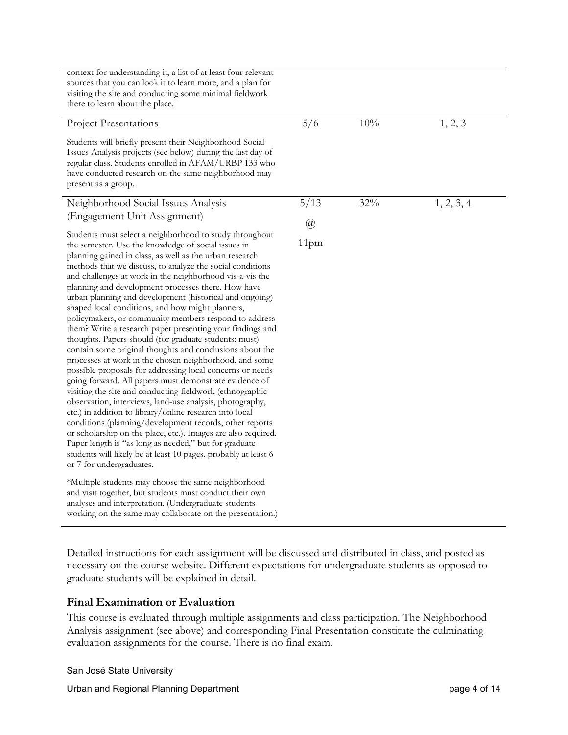| | | | |
|---|---|---|---|
| context for understanding it, a list of at least four relevant sources that you can look it to learn more, and a plan for visiting the site and conducting some minimal fieldwork there to learn about the place. | | | |
| Project Presentations<br><br>Students will briefly present their Neighborhood Social Issues Analysis projects (see below) during the last day of regular class. Students enrolled in AFAM/URBP 133 who have conducted research on the same neighborhood may present as a group. | 5/6 | 10% | 1, 2, 3 |
| Neighborhood Social Issues Analysis (Engagement Unit Assignment)<br><br>Students must select a neighborhood to study throughout the semester. Use the knowledge of social issues in planning gained in class, as well as the urban research methods that we discuss, to analyze the social conditions and challenges at work in the neighborhood vis-a-vis the planning and development processes there. How have urban planning and development (historical and ongoing) shaped local conditions, and how might planners, policymakers, or community members respond to address them? Write a research paper presenting your findings and thoughts. Papers should (for graduate students: must) contain some original thoughts and conclusions about the processes at work in the chosen neighborhood, and some possible proposals for addressing local concerns or needs going forward. All papers must demonstrate evidence of visiting the site and conducting fieldwork (ethnographic observation, interviews, land-use analysis, photography, etc.) in addition to library/online research into local conditions (planning/development records, other reports or scholarship on the place, etc.). Images are also required. Paper length is "as long as needed," but for graduate students will likely be at least 10 pages, probably at least 6 or 7 for undergraduates.<br><br>*Multiple students may choose the same neighborhood and visit together, but students must conduct their own analyses and interpretation. (Undergraduate students working on the same may collaborate on the presentation.) | 5/13 @ 11pm | 32% | 1, 2, 3, 4 |

Detailed instructions for each assignment will be discussed and distributed in class, and posted as necessary on the course website. Different expectations for undergraduate students as opposed to graduate students will be explained in detail.

### Final Examination or Evaluation

This course is evaluated through multiple assignments and class participation. The Neighborhood Analysis assignment (see above) and corresponding Final Presentation constitute the culminating evaluation assignments for the course. There is no final exam.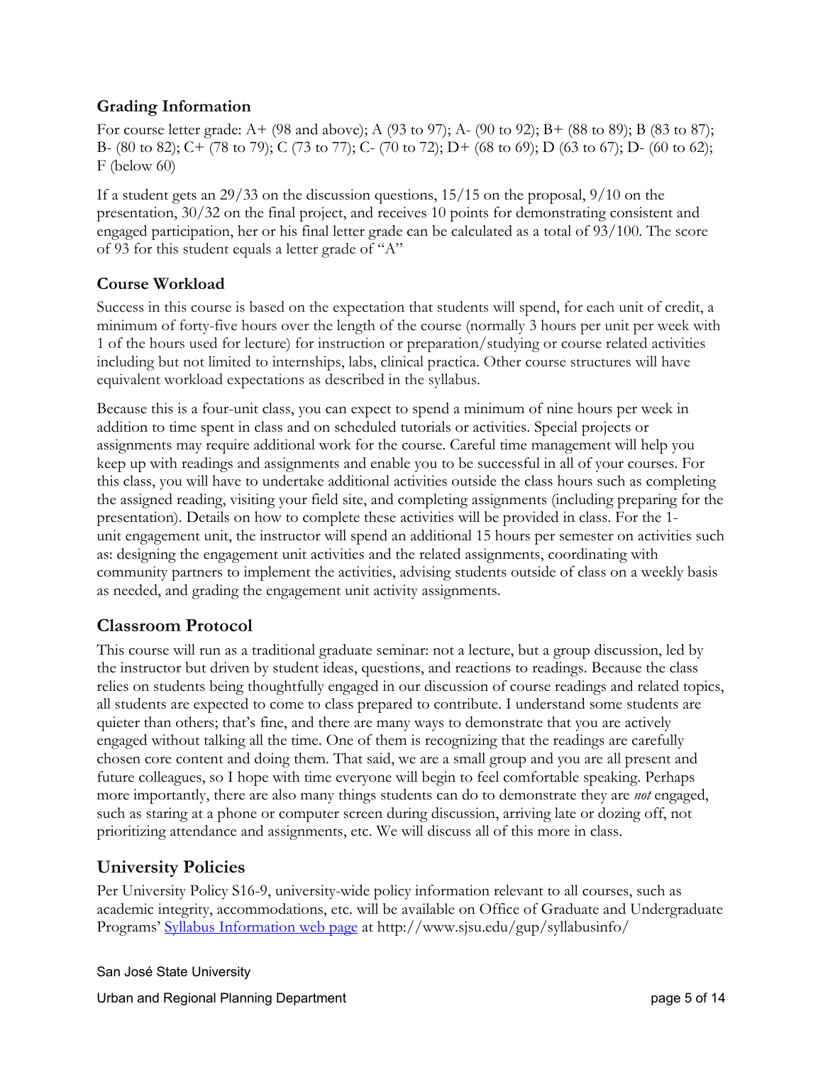## Grading Information

For course letter grade: A+ (98 and above); A (93 to 97); A- (90 to 92); B+ (88 to 89); B (83 to 87); B- (80 to 82); C+ (78 to 79); C (73 to 77); C- (70 to 72); D+ (68 to 69); D (63 to 67); D- (60 to 62); F (below 60)

If a student gets an 29/33 on the discussion questions, 15/15 on the proposal, 9/10 on the presentation, 30/32 on the final project, and receives 10 points for demonstrating consistent and engaged participation, her or his final letter grade can be calculated as a total of 93/100. The score of 93 for this student equals a letter grade of "A"

## Course Workload

Success in this course is based on the expectation that students will spend, for each unit of credit, a minimum of forty-five hours over the length of the course (normally 3 hours per unit per week with 1 of the hours used for lecture) for instruction or preparation/studying or course related activities including but not limited to internships, labs, clinical practica. Other course structures will have equivalent workload expectations as described in the syllabus.

Because this is a four-unit class, you can expect to spend a minimum of nine hours per week in addition to time spent in class and on scheduled tutorials or activities. Special projects or assignments may require additional work for the course. Careful time management will help you keep up with readings and assignments and enable you to be successful in all of your courses. For this class, you will have to undertake additional activities outside the class hours such as completing the assigned reading, visiting your field site, and completing assignments (including preparing for the presentation). Details on how to complete these activities will be provided in class. For the 1-unit engagement unit, the instructor will spend an additional 15 hours per semester on activities such as: designing the engagement unit activities and the related assignments, coordinating with community partners to implement the activities, advising students outside of class on a weekly basis as needed, and grading the engagement unit activity assignments.

## Classroom Protocol

This course will run as a traditional graduate seminar: not a lecture, but a group discussion, led by the instructor but driven by student ideas, questions, and reactions to readings. Because the class relies on students being thoughtfully engaged in our discussion of course readings and related topics, all students are expected to come to class prepared to contribute. I understand some students are quieter than others; that's fine, and there are many ways to demonstrate that you are actively engaged without talking all the time. One of them is recognizing that the readings are carefully chosen core content and doing them. That said, we are a small group and you are all present and future colleagues, so I hope with time everyone will begin to feel comfortable speaking. Perhaps more importantly, there are also many things students can do to demonstrate they are *not* engaged, such as staring at a phone or computer screen during discussion, arriving late or dozing off, not prioritizing attendance and assignments, etc. We will discuss all of this more in class.

## University Policies

Per University Policy S16-9, university-wide policy information relevant to all courses, such as academic integrity, accommodations, etc. will be available on Office of Graduate and Undergraduate Programs' [Syllabus Information web page](http://www.sjsu.edu/gup/syllabusinfo/) at http://www.sjsu.edu/gup/syllabusinfo/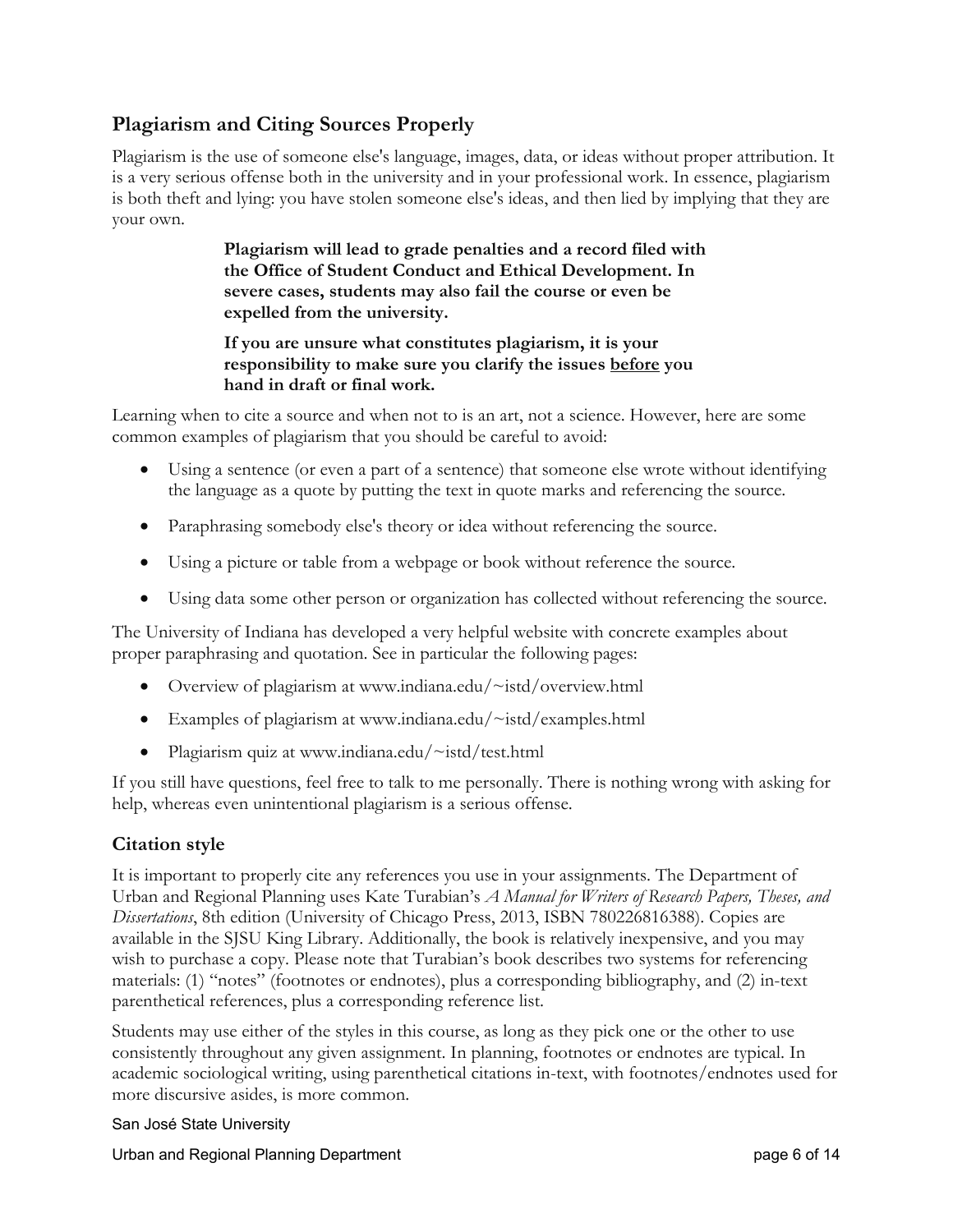## Plagiarism and Citing Sources Properly

Plagiarism is the use of someone else's language, images, data, or ideas without proper attribution. It is a very serious offense both in the university and in your professional work. In essence, plagiarism is both theft and lying: you have stolen someone else's ideas, and then lied by implying that they are your own.

> **Plagiarism will lead to grade penalties and a record filed with the Office of Student Conduct and Ethical Development. In severe cases, students may also fail the course or even be expelled from the university.**
>
> **If you are unsure what constitutes plagiarism, it is your responsibility to make sure you clarify the issues <u>before</u> you hand in draft or final work.**

Learning when to cite a source and when not to is an art, not a science. However, here are some common examples of plagiarism that you should be careful to avoid:

- Using a sentence (or even a part of a sentence) that someone else wrote without identifying the language as a quote by putting the text in quote marks and referencing the source.
- Paraphrasing somebody else's theory or idea without referencing the source.
- Using a picture or table from a webpage or book without reference the source.
- Using data some other person or organization has collected without referencing the source.

The University of Indiana has developed a very helpful website with concrete examples about proper paraphrasing and quotation. See in particular the following pages:

- Overview of plagiarism at www.indiana.edu/~istd/overview.html
- Examples of plagiarism at www.indiana.edu/~istd/examples.html
- Plagiarism quiz at www.indiana.edu/~istd/test.html

If you still have questions, feel free to talk to me personally. There is nothing wrong with asking for help, whereas even unintentional plagiarism is a serious offense.

### Citation style

It is important to properly cite any references you use in your assignments. The Department of Urban and Regional Planning uses Kate Turabian's *A Manual for Writers of Research Papers, Theses, and Dissertations*, 8th edition (University of Chicago Press, 2013, ISBN 780226816388). Copies are available in the SJSU King Library. Additionally, the book is relatively inexpensive, and you may wish to purchase a copy. Please note that Turabian's book describes two systems for referencing materials: (1) "notes" (footnotes or endnotes), plus a corresponding bibliography, and (2) in-text parenthetical references, plus a corresponding reference list.

Students may use either of the styles in this course, as long as they pick one or the other to use consistently throughout any given assignment. In planning, footnotes or endnotes are typical. In academic sociological writing, using parenthetical citations in-text, with footnotes/endnotes used for more discursive asides, is more common.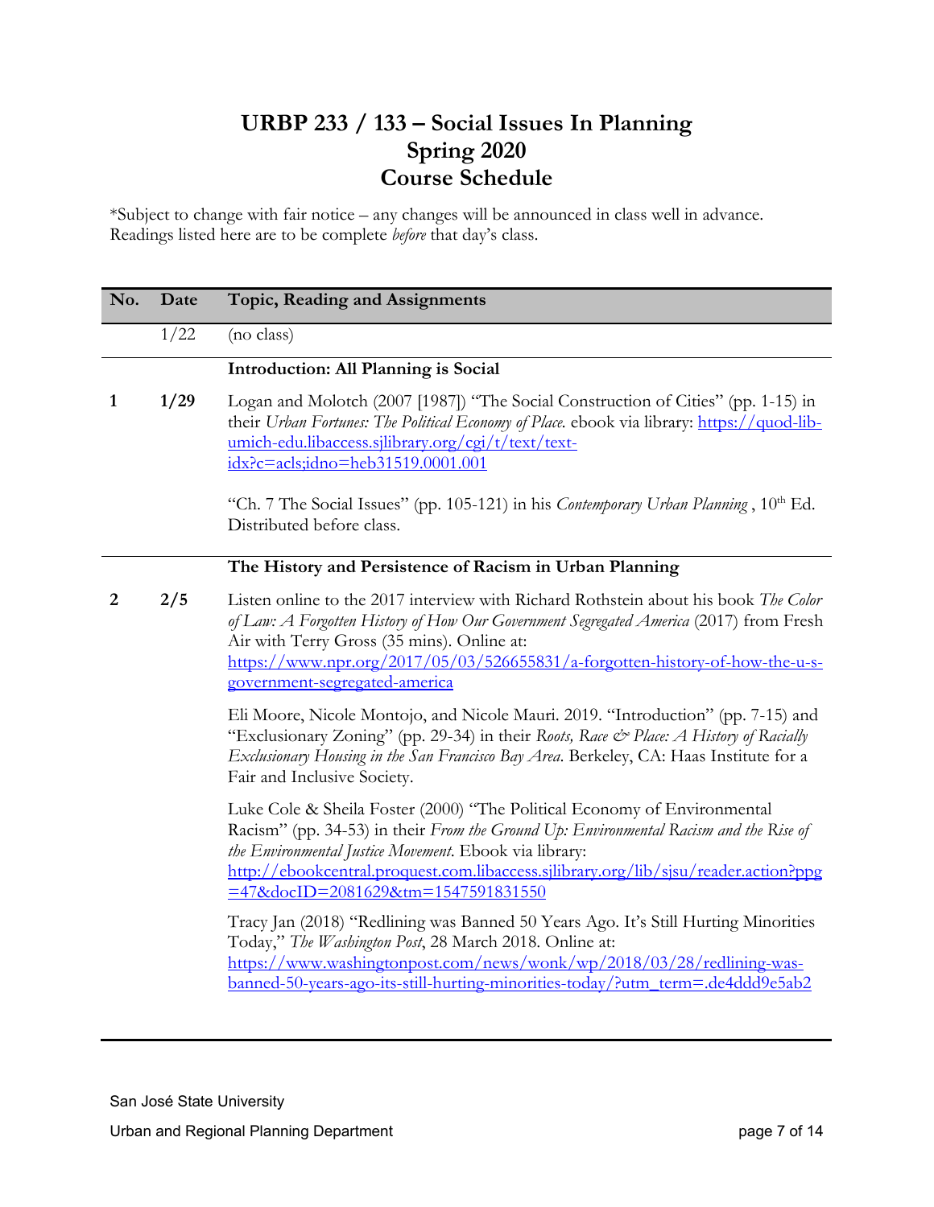# URBP 233 / 133 – Social Issues In Planning
## Spring 2020
## Course Schedule

*Subject to change with fair notice – any changes will be announced in class well in advance. Readings listed here are to be complete *before* that day's class.

| No. | Date | Topic, Reading and Assignments |
|---|---|---|
| | 1/22 | (no class) |
| | | **Introduction: All Planning is Social** |
| **1** | **1/29** | Logan and Molotch (2007 [1987]) "The Social Construction of Cities" (pp. 1-15) in their *Urban Fortunes: The Political Economy of Place.* ebook via library: https://quod-lib-umich-edu.libaccess.sjlibrary.org/cgi/t/text/text-idx?c=acls;idno=heb31519.0001.001<br><br>"Ch. 7 The Social Issues" (pp. 105-121) in his *Contemporary Urban Planning* , 10th Ed. Distributed before class. |
| | | **The History and Persistence of Racism in Urban Planning** |
| **2** | **2/5** | Listen online to the 2017 interview with Richard Rothstein about his book *The Color of Law: A Forgotten History of How Our Government Segregated America* (2017) from Fresh Air with Terry Gross (35 mins). Online at: https://www.npr.org/2017/05/03/526655831/a-forgotten-history-of-how-the-u-s-government-segregated-america<br><br>Eli Moore, Nicole Montojo, and Nicole Mauri. 2019. "Introduction" (pp. 7-15) and "Exclusionary Zoning" (pp. 29-34) in their *Roots, Race & Place: A History of Racially Exclusionary Housing in the San Francisco Bay Area.* Berkeley, CA: Haas Institute for a Fair and Inclusive Society.<br><br>Luke Cole & Sheila Foster (2000) "The Political Economy of Environmental Racism" (pp. 34-53) in their *From the Ground Up: Environmental Racism and the Rise of the Environmental Justice Movement.* Ebook via library: http://ebookcentral.proquest.com.libaccess.sjlibrary.org/lib/sjsu/reader.action?ppg=47&docID=2081629&tm=1547591831550<br><br>Tracy Jan (2018) "Redlining was Banned 50 Years Ago. It's Still Hurting Minorities Today," *The Washington Post*, 28 March 2018. Online at: https://www.washingtonpost.com/news/wonk/wp/2018/03/28/redlining-was-banned-50-years-ago-its-still-hurting-minorities-today/?utm_term=.de4ddd9e5ab2 |

San José State University

Urban and Regional Planning Department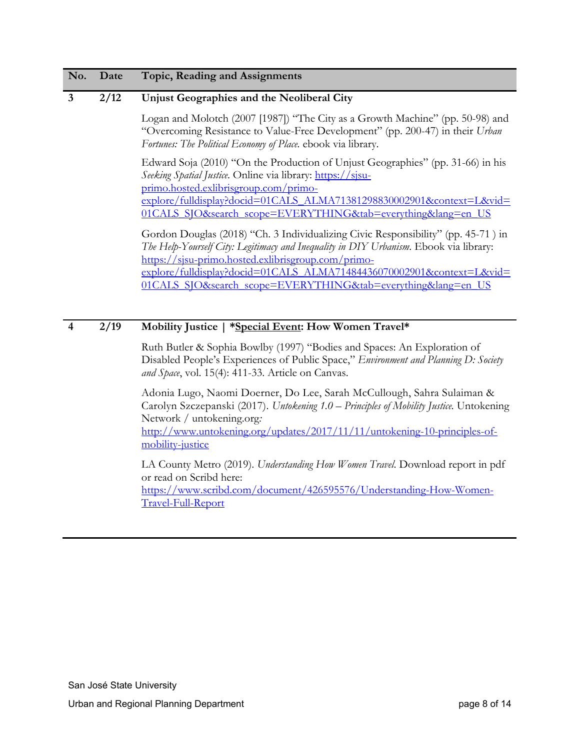| No. | Date | Topic, Reading and Assignments |
|---|---|---|
| 3 | 2/12 | **Unjust Geographies and the Neoliberal City**<br><br>Logan and Molotch (2007 [1987]) "The City as a Growth Machine" (pp. 50-98) and "Overcoming Resistance to Value-Free Development" (pp. 200-47) in their *Urban Fortunes: The Political Economy of Place.* ebook via library.<br><br>Edward Soja (2010) "On the Production of Unjust Geographies" (pp. 31-66) in his *Seeking Spatial Justice*. Online via library: https://sjsu-primo.hosted.exlibrisgroup.com/primo-explore/fulldisplay?docid=01CALS_ALMA71381298830002901&context=L&vid=01CALS_SJO&search_scope=EVERYTHING&tab=everything&lang=en_US<br><br>Gordon Douglas (2018) "Ch. 3 Individualizing Civic Responsibility" (pp. 45-71 ) in *The Help-Yourself City: Legitimacy and Inequality in DIY Urbanism*. Ebook via library: https://sjsu-primo.hosted.exlibrisgroup.com/primo-explore/fulldisplay?docid=01CALS_ALMA71484436070002901&context=L&vid=01CALS_SJO&search_scope=EVERYTHING&tab=everything&lang=en_US |
| 4 | 2/19 | **Mobility Justice \| *Special Event: How Women Travel***<br><br>Ruth Butler & Sophia Bowlby (1997) "Bodies and Spaces: An Exploration of Disabled People's Experiences of Public Space," *Environment and Planning D: Society and Space*, vol. 15(4): 411-33. Article on Canvas.<br><br>Adonia Lugo, Naomi Doerner, Do Lee, Sarah McCullough, Sahra Sulaiman & Carolyn Szczepanski (2017). *Untokening 1.0 – Principles of Mobility Justice.* Untokening Network / untokening.org: http://www.untokening.org/updates/2017/11/11/untokening-10-principles-of-mobility-justice<br><br>LA County Metro (2019). *Understanding How Women Travel.* Download report in pdf or read on Scribd here: https://www.scribd.com/document/426595576/Understanding-How-Women-Travel-Full-Report |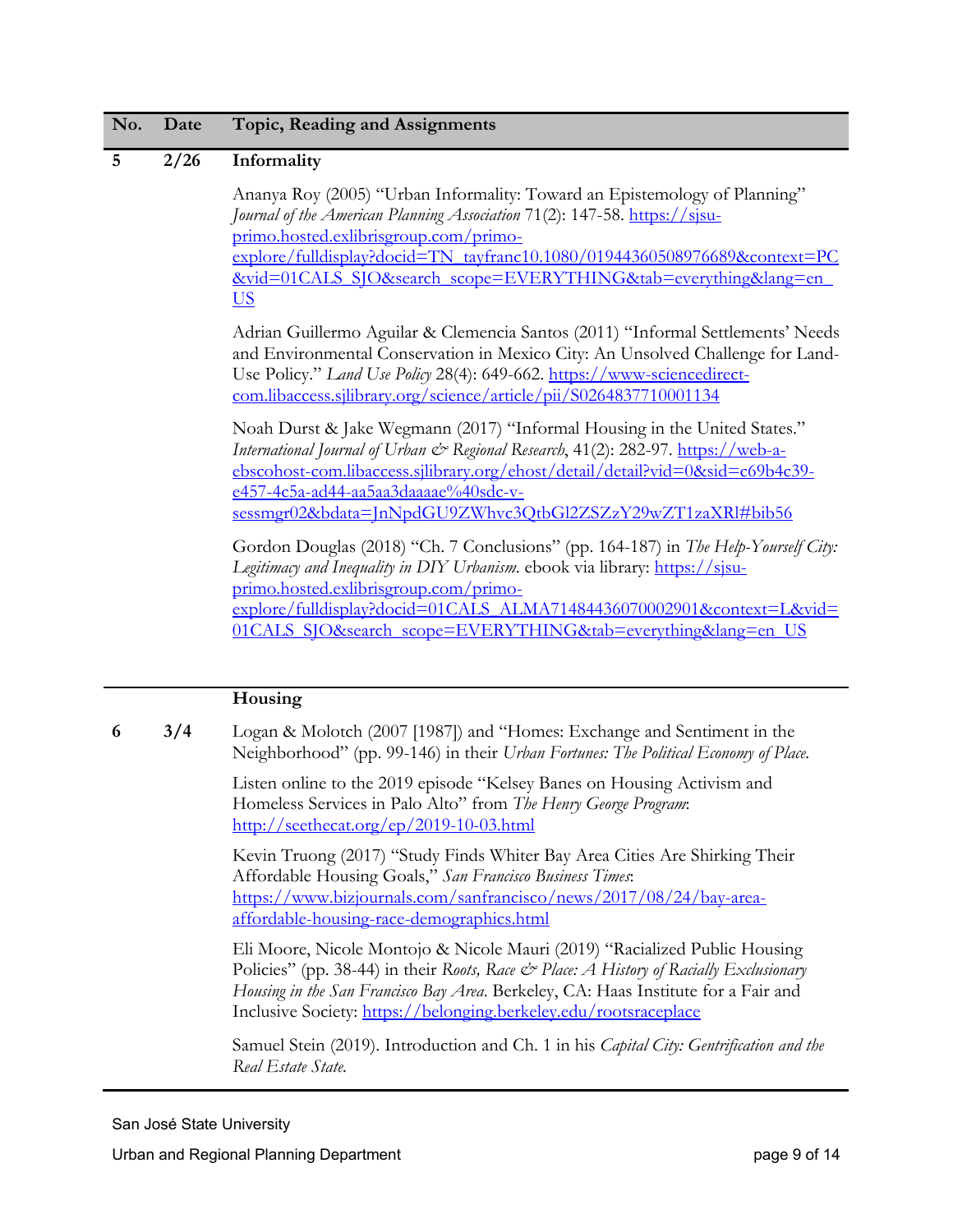| No. | Date | Topic, Reading and Assignments |
|---|---|---|
| 5 | 2/26 | **Informality** |
| | | Ananya Roy (2005) "Urban Informality: Toward an Epistemology of Planning" *Journal of the American Planning Association* 71(2): 147-58. https://sjsu-primo.hosted.exlibrisgroup.com/primo-explore/fulldisplay?docid=TN_tayfranc10.1080/01944360508976689&context=PC&vid=01CALS_SJO&search_scope=EVERYTHING&tab=everything&lang=en_US |
| | | Adrian Guillermo Aguilar & Clemencia Santos (2011) "Informal Settlements' Needs and Environmental Conservation in Mexico City: An Unsolved Challenge for Land-Use Policy." *Land Use Policy* 28(4): 649-662. https://www-sciencedirect-com.libaccess.sjlibrary.org/science/article/pii/S0264837710001134 |
| | | Noah Durst & Jake Wegmann (2017) "Informal Housing in the United States." *International Journal of Urban & Regional Research*, 41(2): 282-97. https://web-a-ebscohost-com.libaccess.sjlibrary.org/ehost/detail/detail?vid=0&sid=c69b4c39-e457-4c5a-ad44-aa5aa3daaaae%40sdc-v-sessmgr02&bdata=JnNpdGU9ZWhvc3QtbGl2ZSZzY29wZT1zaXRl#bib56 |
| | | Gordon Douglas (2018) "Ch. 7 Conclusions" (pp. 164-187) in *The Help-Yourself City: Legitimacy and Inequality in DIY Urbanism.* ebook via library: https://sjsu-primo.hosted.exlibrisgroup.com/primo-explore/fulldisplay?docid=01CALS_ALMA71484436070002901&context=L&vid=01CALS_SJO&search_scope=EVERYTHING&tab=everything&lang=en_US |
| | | **Housing** |
| 6 | 3/4 | Logan & Molotch (2007 [1987]) and "Homes: Exchange and Sentiment in the Neighborhood" (pp. 99-146) in their *Urban Fortunes: The Political Economy of Place.* |
| | | Listen online to the 2019 episode "Kelsey Banes on Housing Activism and Homeless Services in Palo Alto" from *The Henry George Program*: http://seethecat.org/ep/2019-10-03.html |
| | | Kevin Truong (2017) "Study Finds Whiter Bay Area Cities Are Shirking Their Affordable Housing Goals," *San Francisco Business Times*: https://www.bizjournals.com/sanfrancisco/news/2017/08/24/bay-area-affordable-housing-race-demographics.html |
| | | Eli Moore, Nicole Montojo & Nicole Mauri (2019) "Racialized Public Housing Policies" (pp. 38-44) in their *Roots, Race & Place: A History of Racially Exclusionary Housing in the San Francisco Bay Area.* Berkeley, CA: Haas Institute for a Fair and Inclusive Society: https://belonging.berkeley.edu/rootsraceplace |
| | | Samuel Stein (2019). Introduction and Ch. 1 in his *Capital City: Gentrification and the Real Estate State.* |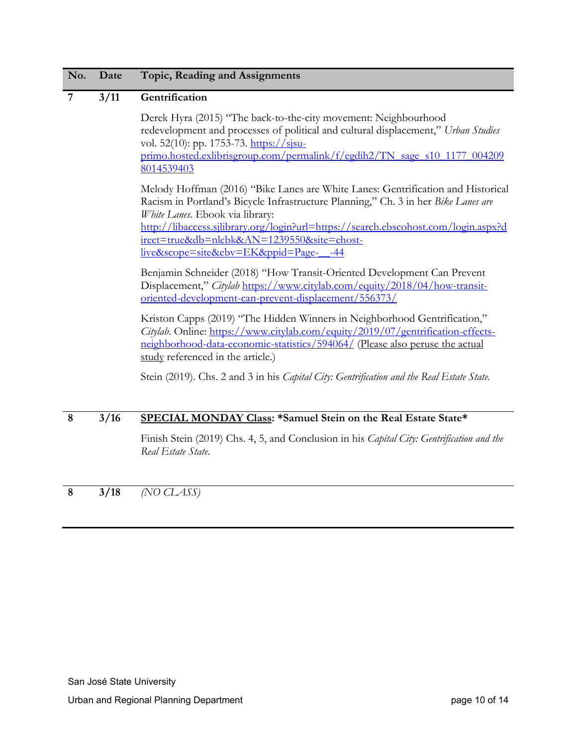| No. | Date | Topic, Reading and Assignments |
|---|---|---|
| 7 | 3/11 | **Gentrification**<br><br>Derek Hyra (2015) "The back-to-the-city movement: Neighbourhood redevelopment and processes of political and cultural displacement," *Urban Studies* vol. 52(10): pp. 1753-73. https://sjsu-primo.hosted.exlibrisgroup.com/permalink/f/egdih2/TN_sage_s10_1177_0042098014539403<br><br>Melody Hoffman (2016) "Bike Lanes are White Lanes: Gentrification and Historical Racism in Portland's Bicycle Infrastructure Planning," Ch. 3 in her *Bike Lanes are White Lanes*. Ebook via library: http://libaccess.sjlibrary.org/login?url=https://search.ebscohost.com/login.aspx?direct=true&db=nlebk&AN=1239550&site=ehost-live&scope=site&ebv=EK&ppid=Page-__-44<br><br>Benjamin Schneider (2018) "How Transit-Oriented Development Can Prevent Displacement," *Citylab* https://www.citylab.com/equity/2018/04/how-transit-oriented-development-can-prevent-displacement/556373/<br><br>Kriston Capps (2019) "The Hidden Winners in Neighborhood Gentrification," *Citylab*. Online: https://www.citylab.com/equity/2019/07/gentrification-effects-neighborhood-data-economic-statistics/594064/ (Please also peruse the actual study referenced in the article.)<br><br>Stein (2019). Chs. 2 and 3 in his *Capital City: Gentrification and the Real Estate State.* |
| 8 | 3/16 | **SPECIAL MONDAY Class: *Samuel Stein on the Real Estate State***<br><br>Finish Stein (2019) Chs. 4, 5, and Conclusion in his *Capital City: Gentrification and the Real Estate State.* |
| 8 | 3/18 | *(NO CLASS)* |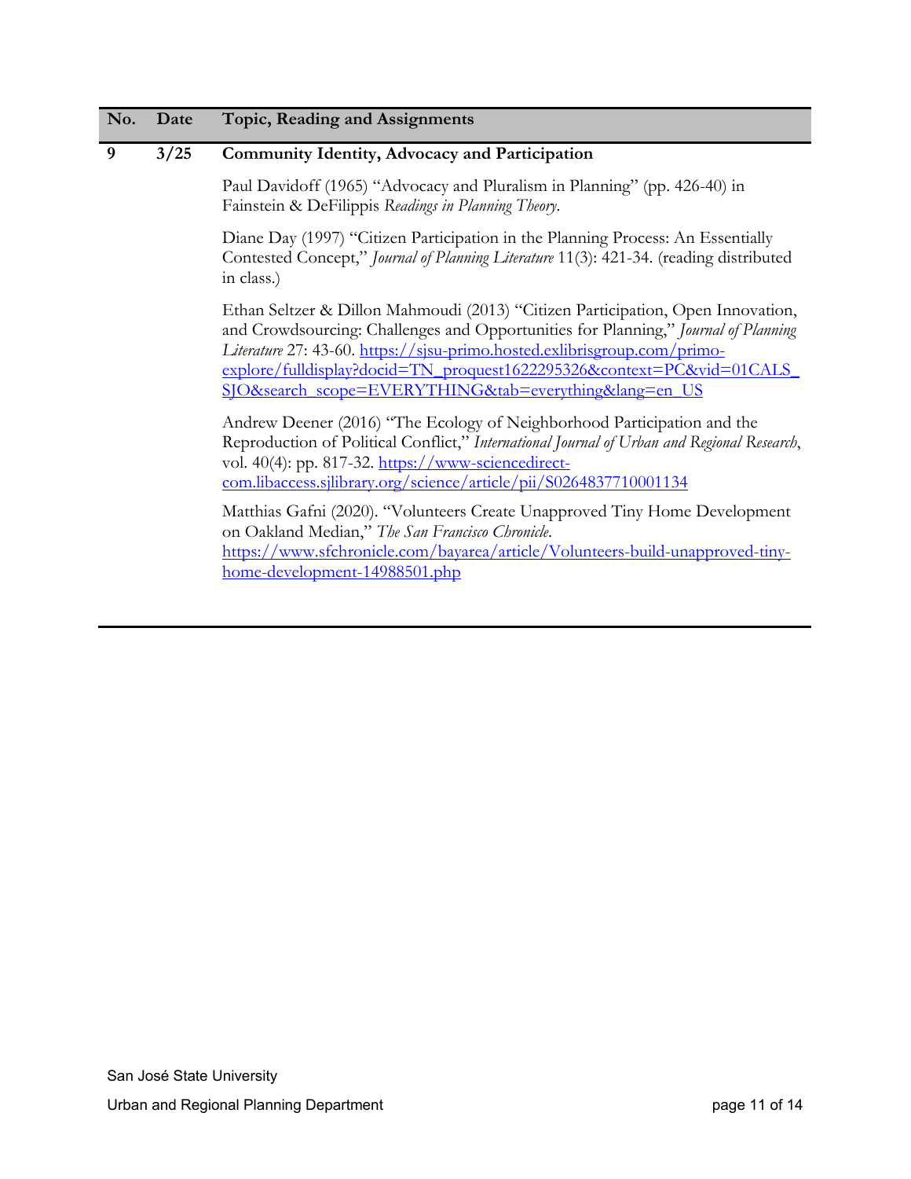| No. | Date | Topic, Reading and Assignments |
| --- | --- | --- |
| 9 | 3/25 | **Community Identity, Advocacy and Participation**<br><br>Paul Davidoff (1965) "Advocacy and Pluralism in Planning" (pp. 426-40) in Fainstein & DeFilippis *Readings in Planning Theory*.<br><br>Diane Day (1997) "Citizen Participation in the Planning Process: An Essentially Contested Concept," *Journal of Planning Literature* 11(3): 421-34. (reading distributed in class.)<br><br>Ethan Seltzer & Dillon Mahmoudi (2013) "Citizen Participation, Open Innovation, and Crowdsourcing: Challenges and Opportunities for Planning," *Journal of Planning Literature* 27: 43-60. https://sjsu-primo.hosted.exlibrisgroup.com/primo-explore/fulldisplay?docid=TN_proquest1622295326&context=PC&vid=01CALS_SJO&search_scope=EVERYTHING&tab=everything&lang=en_US<br><br>Andrew Deener (2016) "The Ecology of Neighborhood Participation and the Reproduction of Political Conflict," *International Journal of Urban and Regional Research*, vol. 40(4): pp. 817-32. https://www-sciencedirect-com.libaccess.sjlibrary.org/science/article/pii/S0264837710001134<br><br>Matthias Gafni (2020). "Volunteers Create Unapproved Tiny Home Development on Oakland Median," *The San Francisco Chronicle*. https://www.sfchronicle.com/bayarea/article/Volunteers-build-unapproved-tiny-home-development-14988501.php |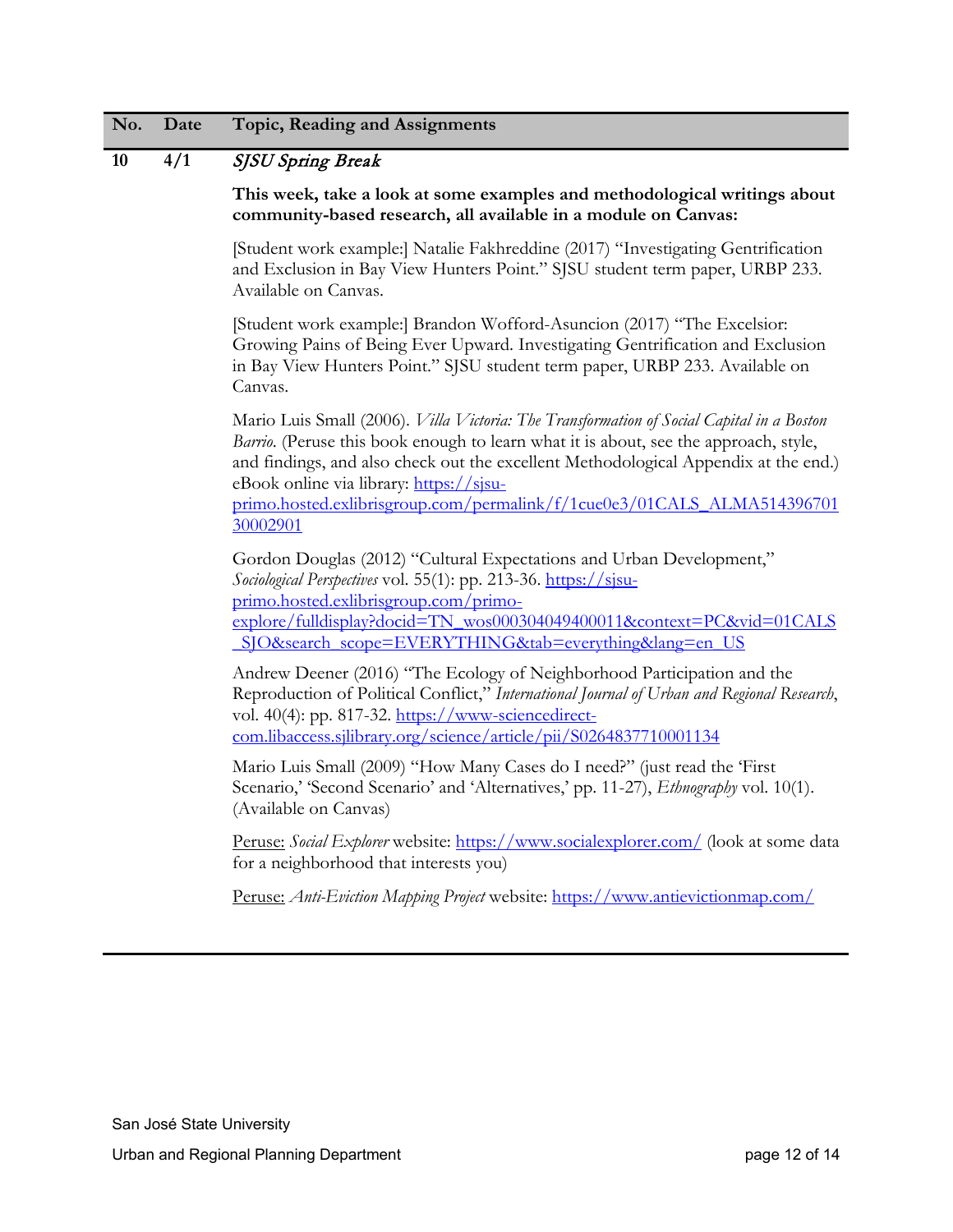| No. | Date | Topic, Reading and Assignments |
|---|---|---|
| 10 | 4/1 | *SJSU Spring Break* |
| | | **This week, take a look at some examples and methodological writings about community-based research, all available in a module on Canvas:** |
| | | [Student work example:] Natalie Fakhreddine (2017) "Investigating Gentrification and Exclusion in Bay View Hunters Point." SJSU student term paper, URBP 233. Available on Canvas. |
| | | [Student work example:] Brandon Wofford-Asuncion (2017) "The Excelsior: Growing Pains of Being Ever Upward. Investigating Gentrification and Exclusion in Bay View Hunters Point." SJSU student term paper, URBP 233. Available on Canvas. |
| | | Mario Luis Small (2006). *Villa Victoria: The Transformation of Social Capital in a Boston Barrio.* (Peruse this book enough to learn what it is about, see the approach, style, and findings, and also check out the excellent Methodological Appendix at the end.) eBook online via library: https://sjsu-primo.hosted.exlibrisgroup.com/permalink/f/1cue0e3/01CALS_ALMA51439670130002901 |
| | | Gordon Douglas (2012) "Cultural Expectations and Urban Development," *Sociological Perspectives* vol. 55(1): pp. 213-36. https://sjsu-primo.hosted.exlibrisgroup.com/primo-explore/fulldisplay?docid=TN_wos000304049400011&context=PC&vid=01CALS_SJO&search_scope=EVERYTHING&tab=everything&lang=en_US |
| | | Andrew Deener (2016) "The Ecology of Neighborhood Participation and the Reproduction of Political Conflict," *International Journal of Urban and Regional Research*, vol. 40(4): pp. 817-32. https://www-sciencedirect-com.libaccess.sjlibrary.org/science/article/pii/S0264837710001134 |
| | | Mario Luis Small (2009) "How Many Cases do I need?" (just read the 'First Scenario,' 'Second Scenario' and 'Alternatives,' pp. 11-27), *Ethnography* vol. 10(1). (Available on Canvas) |
| | | Peruse: *Social Explorer* website: https://www.socialexplorer.com/ (look at some data for a neighborhood that interests you) |
| | | Peruse: *Anti-Eviction Mapping Project* website: https://www.antievictionmap.com/ |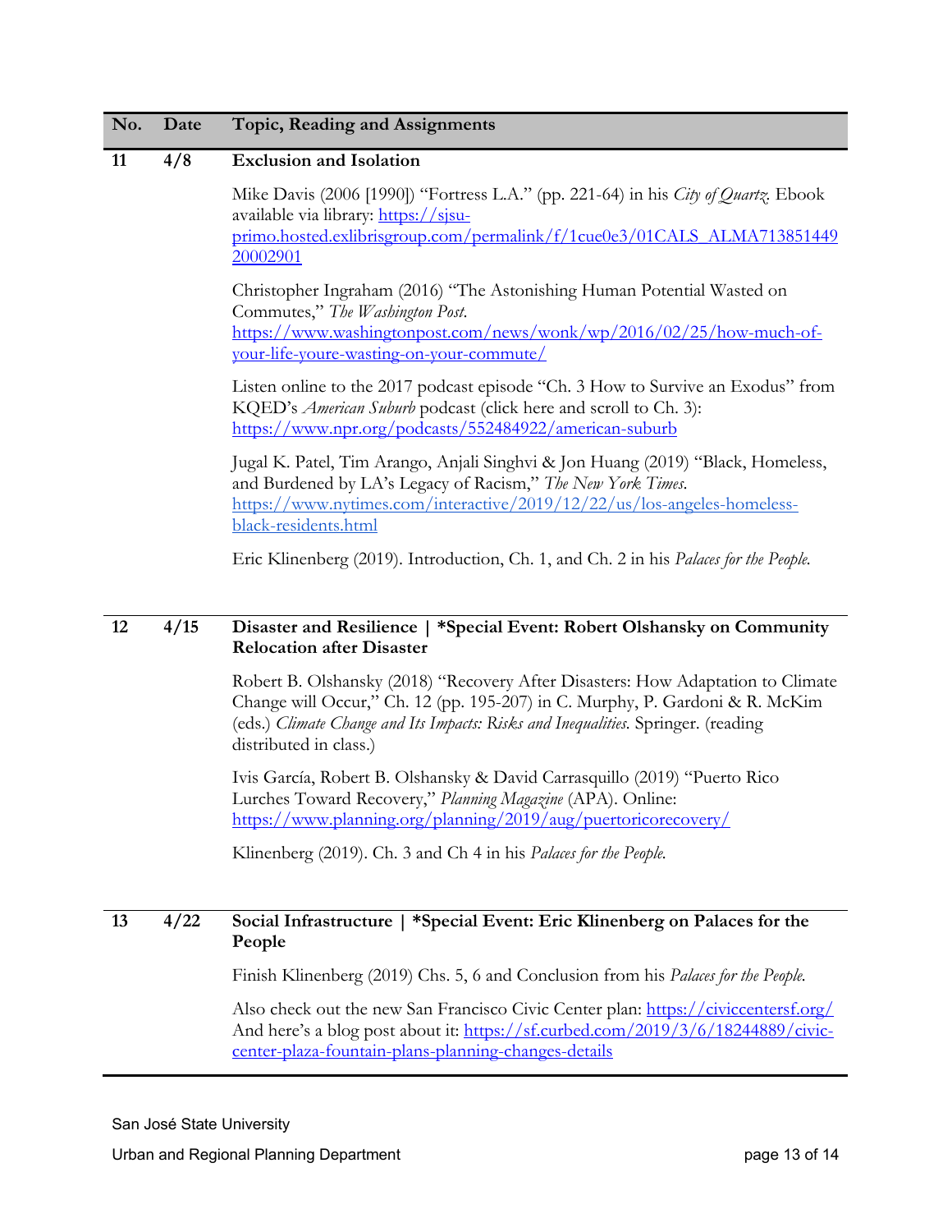| No. | Date | Topic, Reading and Assignments |
|---|---|---|
| 11 | 4/8 | **Exclusion and Isolation** |
| | | Mike Davis (2006 [1990]) "Fortress L.A." (pp. 221-64) in his *City of Quartz*. Ebook available via library: https://sjsu-primo.hosted.exlibrisgroup.com/permalink/f/1cue0e3/01CALS_ALMA71385144920002901 |
| | | Christopher Ingraham (2016) "The Astonishing Human Potential Wasted on Commutes," *The Washington Post*. https://www.washingtonpost.com/news/wonk/wp/2016/02/25/how-much-of-your-life-youre-wasting-on-your-commute/ |
| | | Listen online to the 2017 podcast episode "Ch. 3 How to Survive an Exodus" from KQED's *American Suburb* podcast (click here and scroll to Ch. 3): https://www.npr.org/podcasts/552484922/american-suburb |
| | | Jugal K. Patel, Tim Arango, Anjali Singhvi & Jon Huang (2019) "Black, Homeless, and Burdened by LA's Legacy of Racism," *The New York Times*. https://www.nytimes.com/interactive/2019/12/22/us/los-angeles-homeless-black-residents.html |
| | | Eric Klinenberg (2019). Introduction, Ch. 1, and Ch. 2 in his *Palaces for the People*. |
| 12 | 4/15 | **Disaster and Resilience \| \*Special Event: Robert Olshansky on Community Relocation after Disaster** |
| | | Robert B. Olshansky (2018) "Recovery After Disasters: How Adaptation to Climate Change will Occur," Ch. 12 (pp. 195-207) in C. Murphy, P. Gardoni & R. McKim (eds.) *Climate Change and Its Impacts: Risks and Inequalities*. Springer. (reading distributed in class.) |
| | | Ivis García, Robert B. Olshansky & David Carrasquillo (2019) "Puerto Rico Lurches Toward Recovery," *Planning Magazine* (APA). Online: https://www.planning.org/planning/2019/aug/puertoricorecovery/ |
| | | Klinenberg (2019). Ch. 3 and Ch 4 in his *Palaces for the People*. |
| 13 | 4/22 | **Social Infrastructure \| \*Special Event: Eric Klinenberg on Palaces for the People** |
| | | Finish Klinenberg (2019) Chs. 5, 6 and Conclusion from his *Palaces for the People*. |
| | | Also check out the new San Francisco Civic Center plan: https://civiccentersf.org/ And here's a blog post about it: https://sf.curbed.com/2019/3/6/18244889/civic-center-plaza-fountain-plans-planning-changes-details |

San José State University

Urban and Regional Planning Department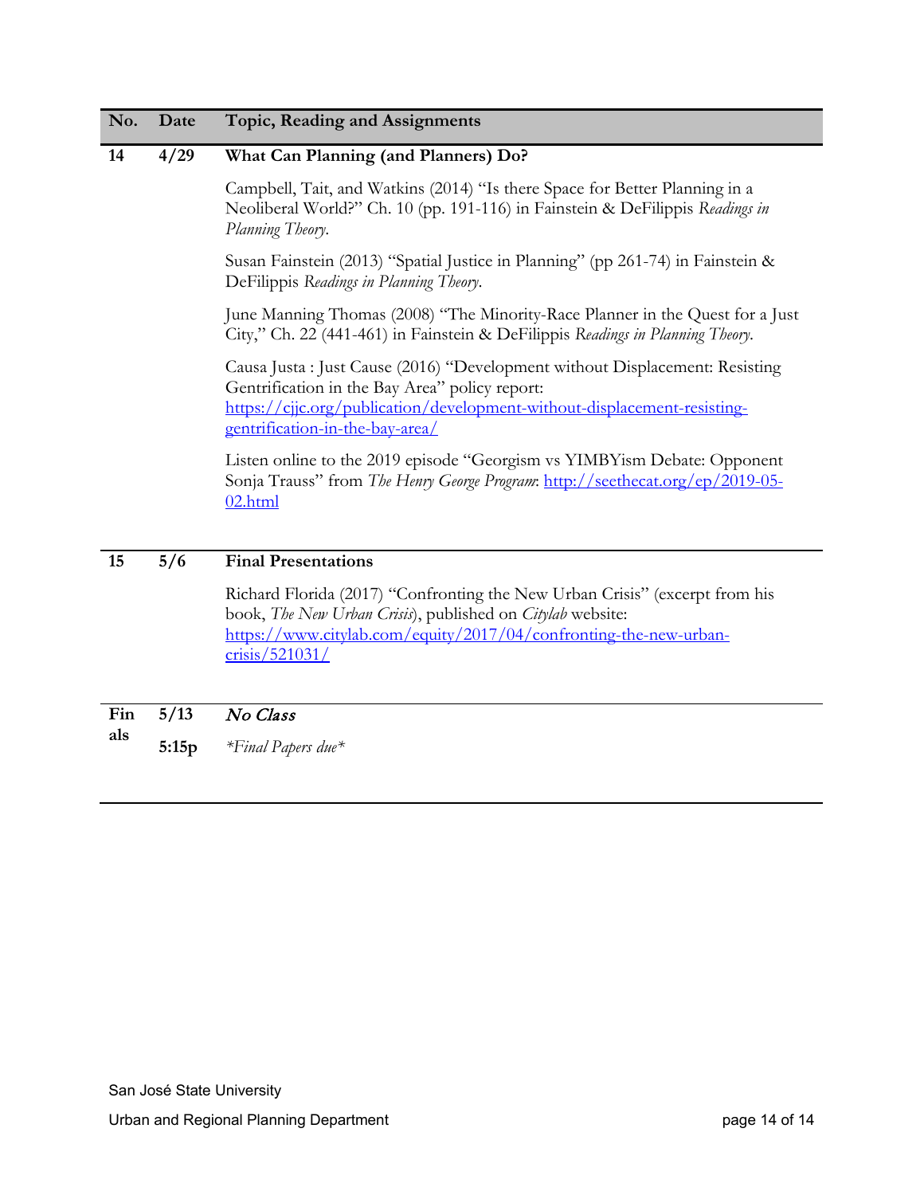| No. | Date | Topic, Reading and Assignments |
|---|---|---|
| 14 | 4/29 | **What Can Planning (and Planners) Do?**<br><br>Campbell, Tait, and Watkins (2014) "Is there Space for Better Planning in a Neoliberal World?" Ch. 10 (pp. 191-116) in Fainstein & DeFilippis *Readings in Planning Theory*.<br><br>Susan Fainstein (2013) "Spatial Justice in Planning" (pp 261-74) in Fainstein & DeFilippis *Readings in Planning Theory*.<br><br>June Manning Thomas (2008) "The Minority-Race Planner in the Quest for a Just City," Ch. 22 (441-461) in Fainstein & DeFilippis *Readings in Planning Theory*.<br><br>Causa Justa : Just Cause (2016) "Development without Displacement: Resisting Gentrification in the Bay Area" policy report: https://cjjc.org/publication/development-without-displacement-resisting-gentrification-in-the-bay-area/<br><br>Listen online to the 2019 episode "Georgism vs YIMBYism Debate: Opponent Sonja Trauss" from *The Henry George Program*: http://seethecat.org/ep/2019-05-02.html |
| 15 | 5/6 | **Final Presentations**<br><br>Richard Florida (2017) "Confronting the New Urban Crisis" (excerpt from his book, *The New Urban Crisis*), published on *Citylab* website: https://www.citylab.com/equity/2017/04/confronting-the-new-urban-crisis/521031/ |
| Finals | 5/13<br><br>5:15p | *No Class*<br><br>*\*Final Papers due\** |